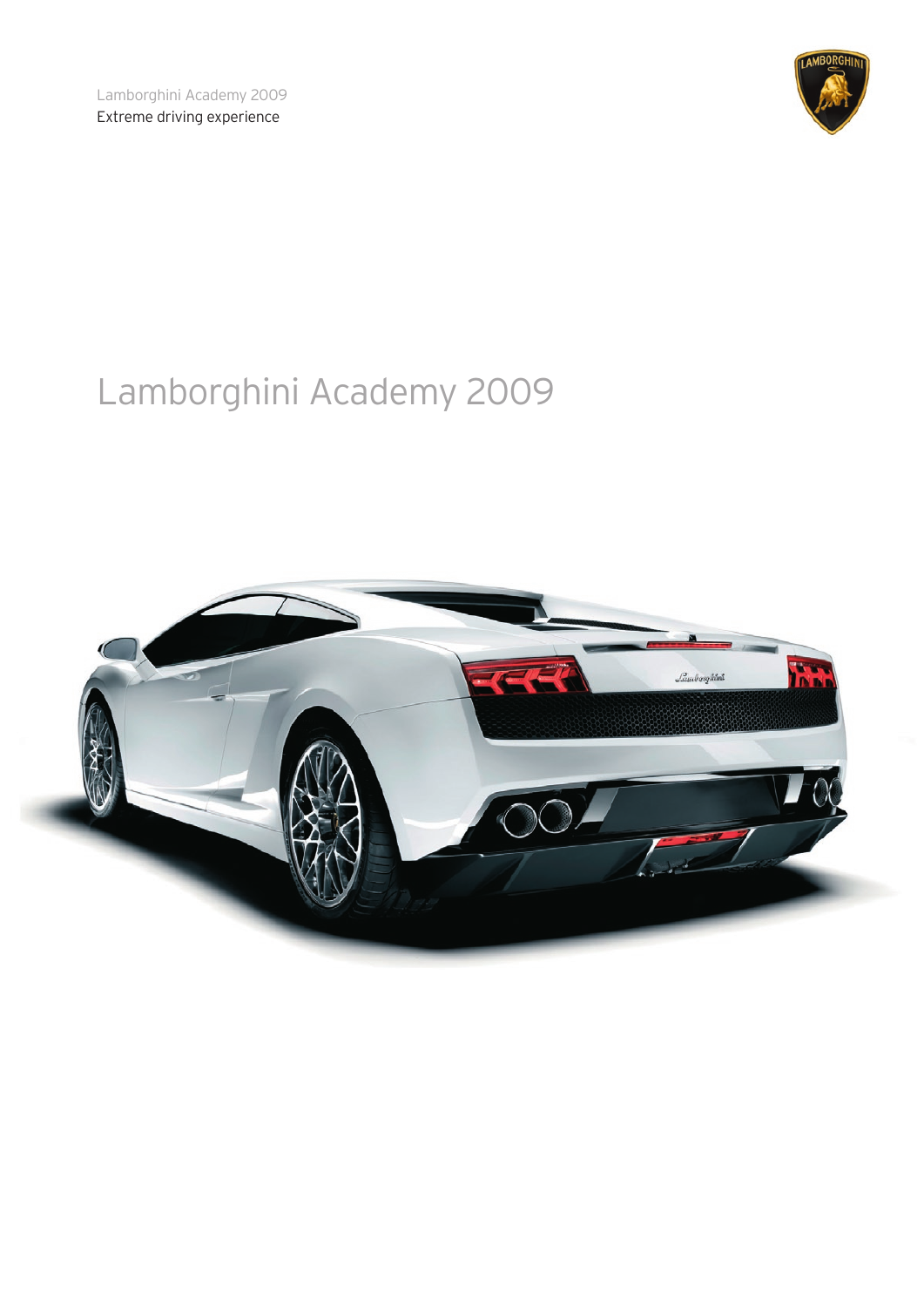Lamborghini Academy 2009

Extreme driving experience

# Lamborghini Academy 2009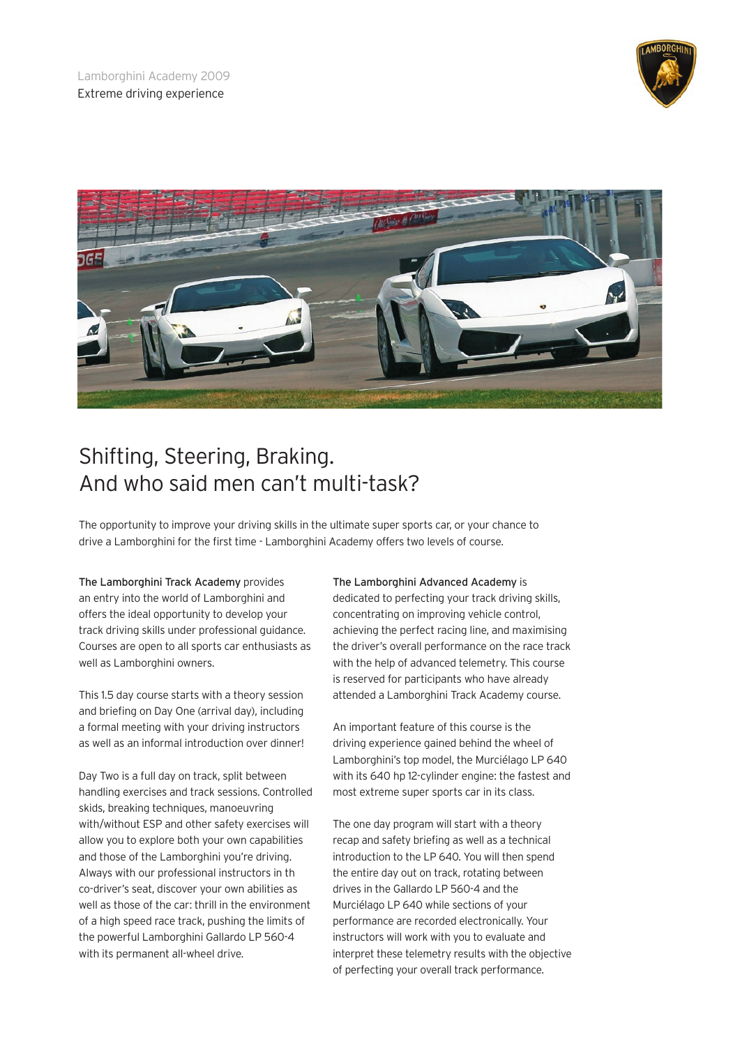Lamborghini Academy 2009

Extreme driving experience

# Shifting, Steering, Braking.
# And who said men can't multi-task?

The opportunity to improve your driving skills in the ultimate super sports car, or your chance to drive a Lamborghini for the first time - Lamborghini Academy offers two levels of course.

The Lamborghini Track Academy provides an entry into the world of Lamborghini and offers the ideal opportunity to develop your track driving skills under professional guidance. Courses are open to all sports car enthusiasts as well as Lamborghini owners.

This 1.5 day course starts with a theory session and briefing on Day One (arrival day), including a formal meeting with your driving instructors as well as an informal introduction over dinner!

Day Two is a full day on track, split between handling exercises and track sessions. Controlled skids, breaking techniques, manoeuvring with/without ESP and other safety exercises will allow you to explore both your own capabilities and those of the Lamborghini you're driving. Always with our professional instructors in th co-driver's seat, discover your own abilities as well as those of the car: thrill in the environment of a high speed race track, pushing the limits of the powerful Lamborghini Gallardo LP 560-4 with its permanent all-wheel drive.

The Lamborghini Advanced Academy is dedicated to perfecting your track driving skills, concentrating on improving vehicle control, achieving the perfect racing line, and maximising the driver's overall performance on the race track with the help of advanced telemetry. This course is reserved for participants who have already attended a Lamborghini Track Academy course.

An important feature of this course is the driving experience gained behind the wheel of Lamborghini's top model, the Murciélago LP 640 with its 640 hp 12-cylinder engine: the fastest and most extreme super sports car in its class.

The one day program will start with a theory recap and safety briefing as well as a technical introduction to the LP 640. You will then spend the entire day out on track, rotating between drives in the Gallardo LP 560-4 and the Murciélago LP 640 while sections of your performance are recorded electronically. Your instructors will work with you to evaluate and interpret these telemetry results with the objective of perfecting your overall track performance.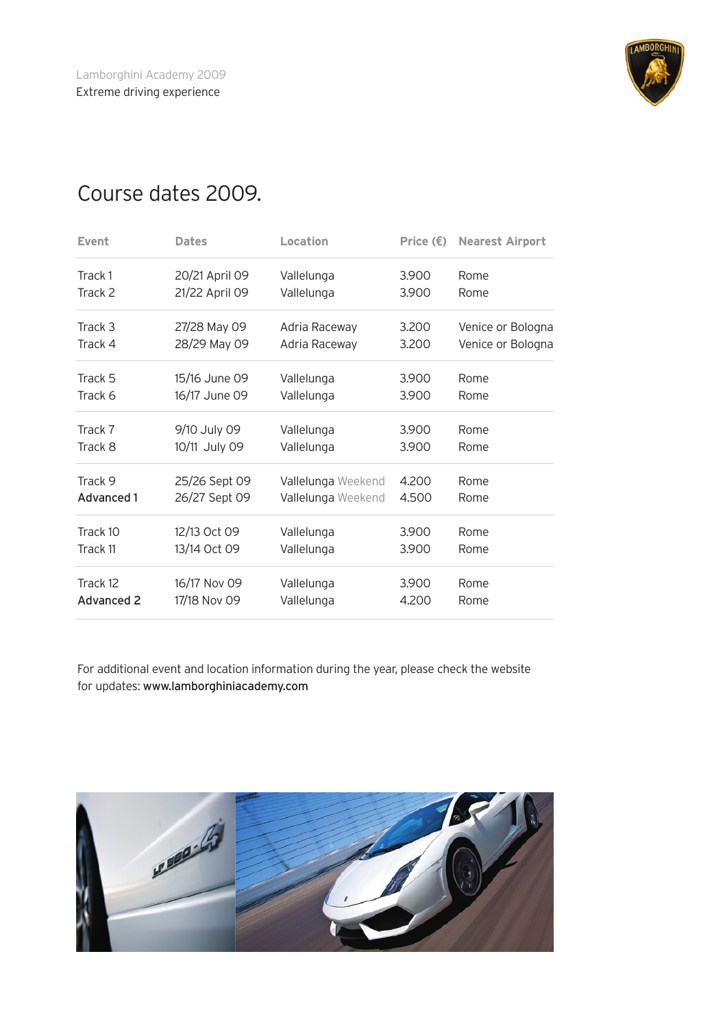Lamborghini Academy 2009
Extreme driving experience

# Course dates 2009.

| Event | Dates | Location | Price (€) | Nearest Airport |
|---|---|---|---|---|
| Track 1 | 20/21 April 09 | Vallelunga | 3.900 | Rome |
| Track 2 | 21/22 April 09 | Vallelunga | 3.900 | Rome |
| Track 3 | 27/28 May 09 | Adria Raceway | 3.200 | Venice or Bologna |
| Track 4 | 28/29 May 09 | Adria Raceway | 3.200 | Venice or Bologna |
| Track 5 | 15/16 June 09 | Vallelunga | 3.900 | Rome |
| Track 6 | 16/17 June 09 | Vallelunga | 3.900 | Rome |
| Track 7 | 9/10 July 09 | Vallelunga | 3.900 | Rome |
| Track 8 | 10/11 July 09 | Vallelunga | 3.900 | Rome |
| Track 9 | 25/26 Sept 09 | Vallelunga Weekend | 4.200 | Rome |
| **Advanced 1** | 26/27 Sept 09 | Vallelunga Weekend | 4.500 | Rome |
| Track 10 | 12/13 Oct 09 | Vallelunga | 3.900 | Rome |
| Track 11 | 13/14 Oct 09 | Vallelunga | 3.900 | Rome |
| Track 12 | 16/17 Nov 09 | Vallelunga | 3.900 | Rome |
| **Advanced 2** | 17/18 Nov 09 | Vallelunga | 4.200 | Rome |

For additional event and location information during the year, please check the website for updates: **www.lamborghiniacademy.com**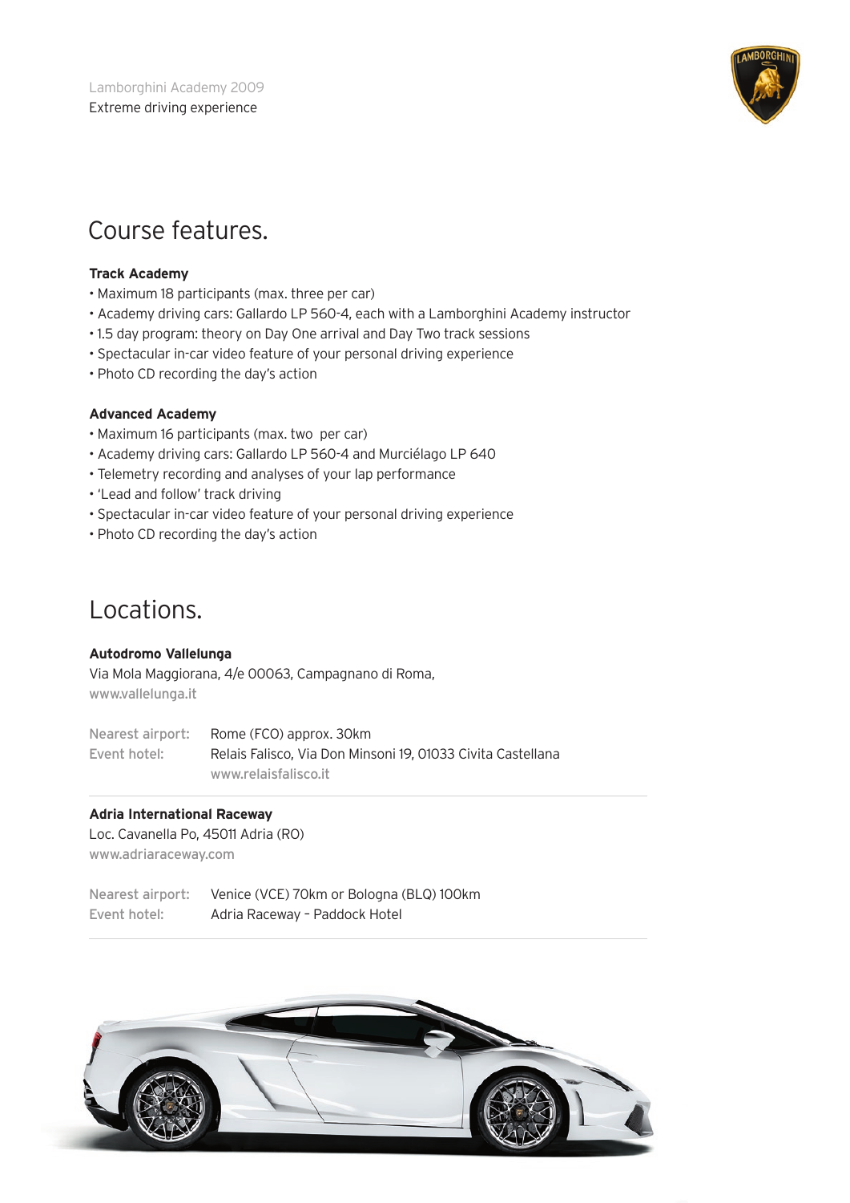# Course features.

**Track Academy**

- Maximum 18 participants (max. three per car)
- Academy driving cars: Gallardo LP 560-4, each with a Lamborghini Academy instructor
- 1.5 day program: theory on Day One arrival and Day Two track sessions
- Spectacular in-car video feature of your personal driving experience
- Photo CD recording the day's action

**Advanced Academy**

- Maximum 16 participants (max. two per car)
- Academy driving cars: Gallardo LP 560-4 and Murciélago LP 640
- Telemetry recording and analyses of your lap performance
- 'Lead and follow' track driving
- Spectacular in-car video feature of your personal driving experience
- Photo CD recording the day's action

# Locations.

**Autodromo Vallelunga**

Via Mola Maggiorana, 4/e 00063, Campagnano di Roma,
www.vallelunga.it

| | |
|---|---|
| Nearest airport: | Rome (FCO) approx. 30km |
| Event hotel: | Relais Falisco, Via Don Minsoni 19, 01033 Civita Castellana<br>www.relaisfalisco.it |

**Adria International Raceway**

Loc. Cavanella Po, 45011 Adria (RO)
www.adriaraceway.com

| | |
|---|---|
| Nearest airport: | Venice (VCE) 70km or Bologna (BLQ) 100km |
| Event hotel: | Adria Raceway – Paddock Hotel |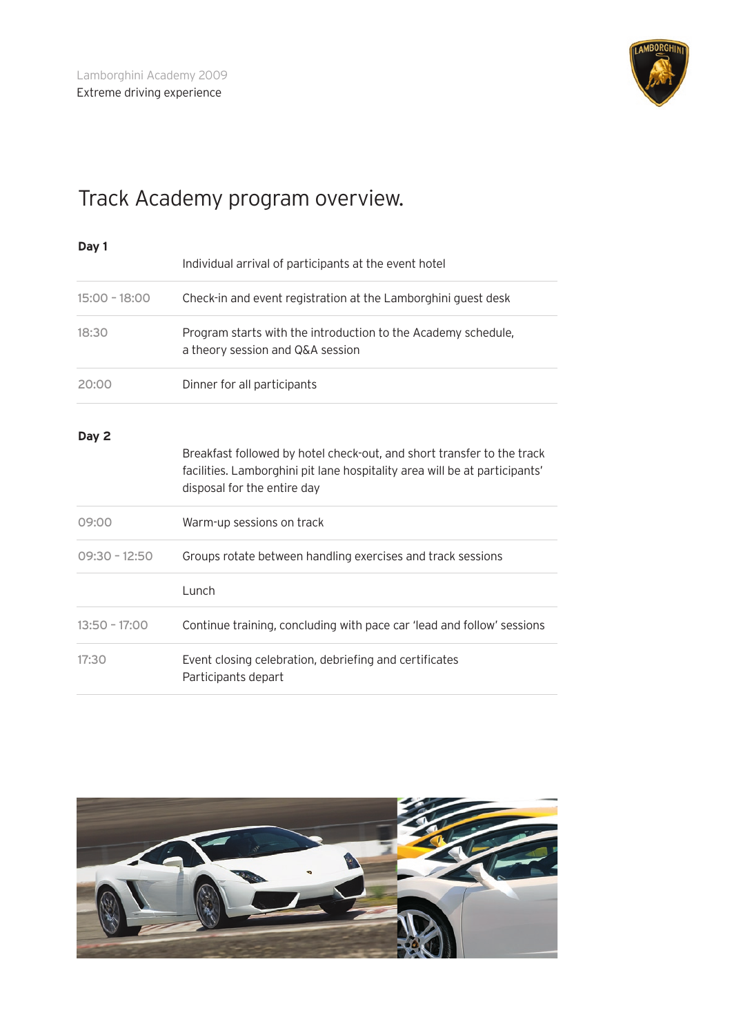Lamborghini Academy 2009
Extreme driving experience

# Track Academy program overview.

**Day 1**

| | |
|---|---|
| | Individual arrival of participants at the event hotel |
| 15:00 - 18:00 | Check-in and event registration at the Lamborghini guest desk |
| 18:30 | Program starts with the introduction to the Academy schedule, a theory session and Q&A session |
| 20:00 | Dinner for all participants |

**Day 2**

| | |
|---|---|
| | Breakfast followed by hotel check-out, and short transfer to the track facilities. Lamborghini pit lane hospitality area will be at participants' disposal for the entire day |
| 09:00 | Warm-up sessions on track |
| 09:30 - 12:50 | Groups rotate between handling exercises and track sessions |
| | Lunch |
| 13:50 - 17:00 | Continue training, concluding with pace car 'lead and follow' sessions |
| 17:30 | Event closing celebration, debriefing and certificates<br>Participants depart |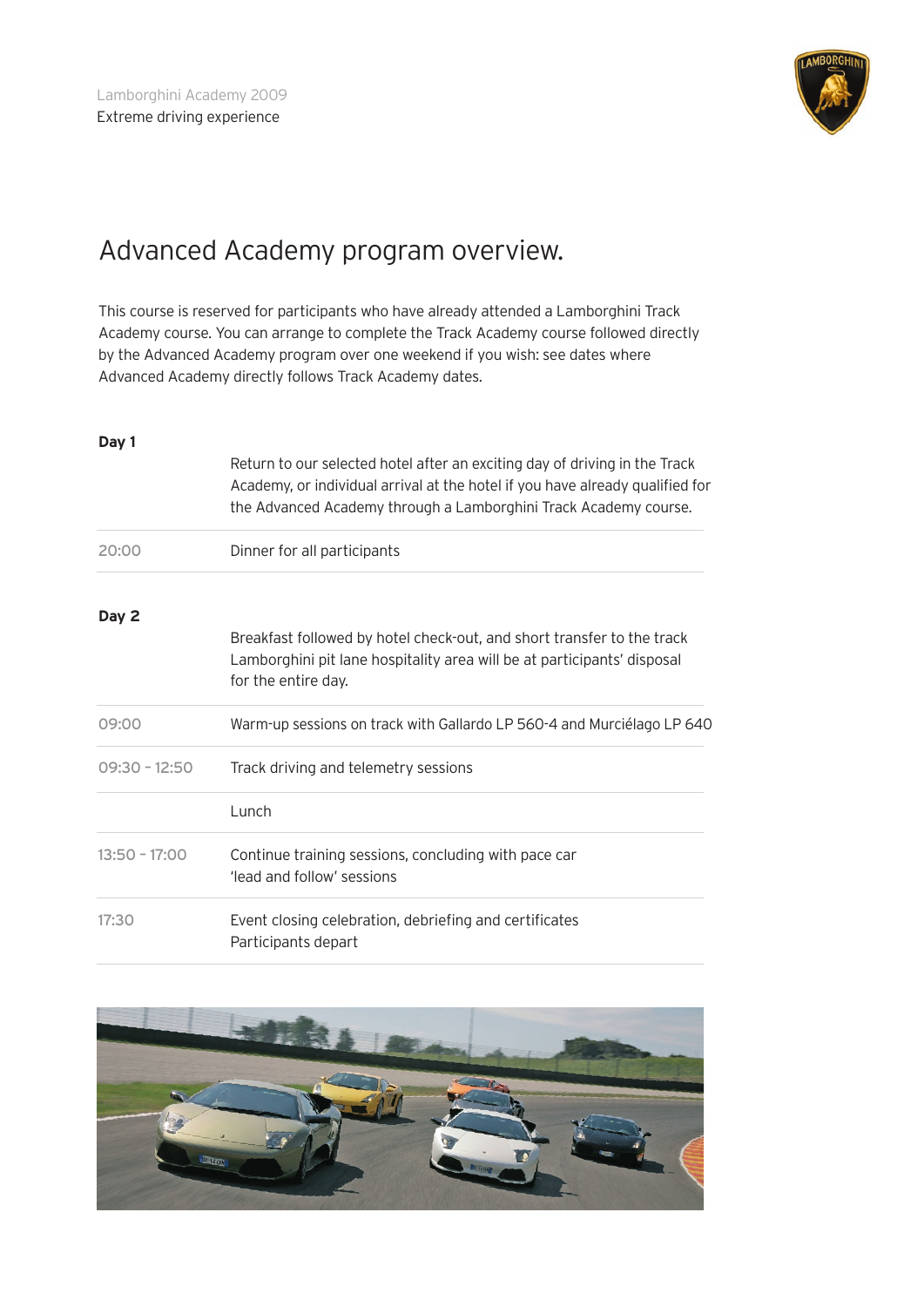Lamborghini Academy 2009
Extreme driving experience

# Advanced Academy program overview.

This course is reserved for participants who have already attended a Lamborghini Track Academy course. You can arrange to complete the Track Academy course followed directly by the Advanced Academy program over one weekend if you wish: see dates where Advanced Academy directly follows Track Academy dates.

**Day 1**

| | |
|---|---|
| | Return to our selected hotel after an exciting day of driving in the Track Academy, or individual arrival at the hotel if you have already qualified for the Advanced Academy through a Lamborghini Track Academy course. |
| 20:00 | Dinner for all participants |

**Day 2**

| | |
|---|---|
| | Breakfast followed by hotel check-out, and short transfer to the track Lamborghini pit lane hospitality area will be at participants' disposal for the entire day. |
| 09:00 | Warm-up sessions on track with Gallardo LP 560-4 and Murciélago LP 640 |
| 09:30 - 12:50 | Track driving and telemetry sessions |
| | Lunch |
| 13:50 - 17:00 | Continue training sessions, concluding with pace car 'lead and follow' sessions |
| 17:30 | Event closing celebration, debriefing and certificates<br>Participants depart |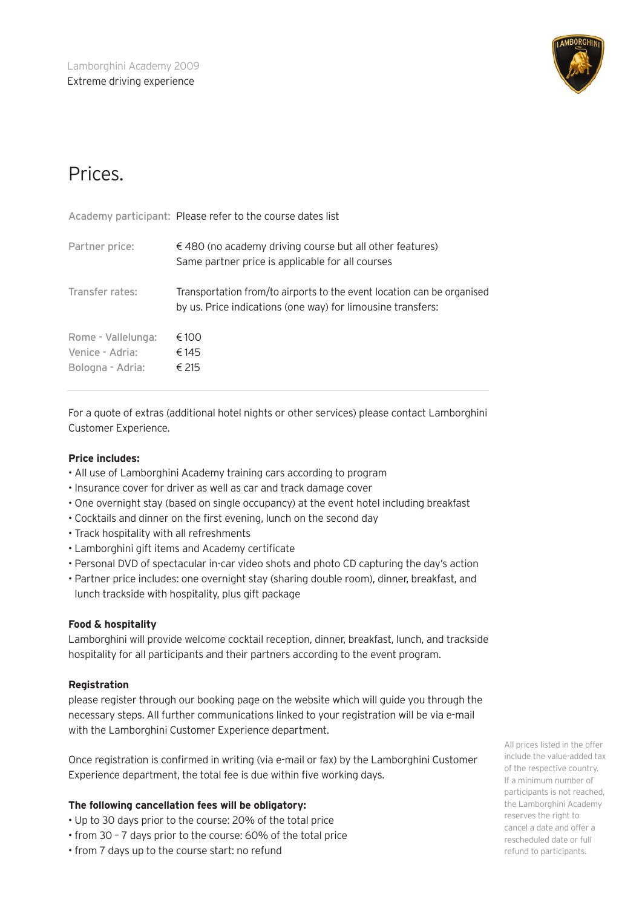Lamborghini Academy 2009
Extreme driving experience

# Prices.

| | |
|---|---|
| Academy participant: | Please refer to the course dates list |
| Partner price: | € 480 (no academy driving course but all other features)<br>Same partner price is applicable for all courses |
| Transfer rates: | Transportation from/to airports to the event location can be organised by us. Price indications (one way) for limousine transfers: |
| Rome - Vallelunga: | € 100 |
| Venice - Adria: | € 145 |
| Bologna - Adria: | € 215 |

For a quote of extras (additional hotel nights or other services) please contact Lamborghini Customer Experience.

**Price includes:**

- All use of Lamborghini Academy training cars according to program
- Insurance cover for driver as well as car and track damage cover
- One overnight stay (based on single occupancy) at the event hotel including breakfast
- Cocktails and dinner on the first evening, lunch on the second day
- Track hospitality with all refreshments
- Lamborghini gift items and Academy certificate
- Personal DVD of spectacular in-car video shots and photo CD capturing the day's action
- Partner price includes: one overnight stay (sharing double room), dinner, breakfast, and lunch trackside with hospitality, plus gift package

**Food & hospitality**

Lamborghini will provide welcome cocktail reception, dinner, breakfast, lunch, and trackside hospitality for all participants and their partners according to the event program.

**Registration**

please register through our booking page on the website which will guide you through the necessary steps. All further communications linked to your registration will be via e-mail with the Lamborghini Customer Experience department.

Once registration is confirmed in writing (via e-mail or fax) by the Lamborghini Customer Experience department, the total fee is due within five working days.

**The following cancellation fees will be obligatory:**

- Up to 30 days prior to the course: 20% of the total price
- from 30 – 7 days prior to the course: 60% of the total price
- from 7 days up to the course start: no refund

All prices listed in the offer include the value-added tax of the respective country. If a minimum number of participants is not reached, the Lamborghini Academy reserves the right to cancel a date and offer a rescheduled date or full refund to participants.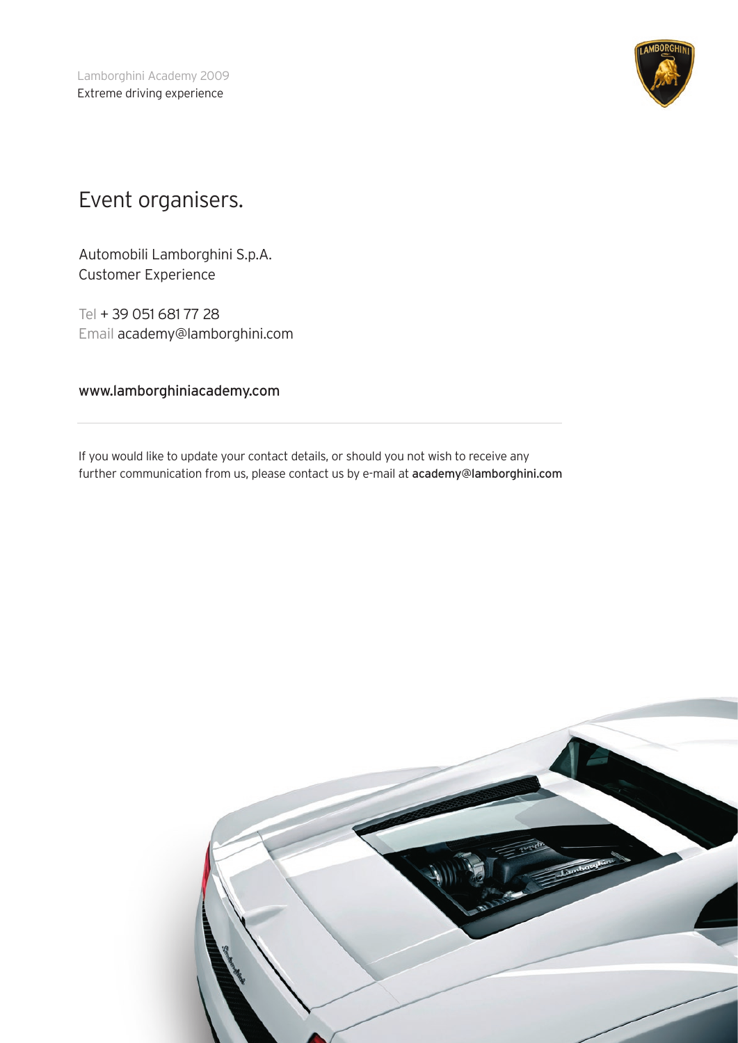Lamborghini Academy 2009
Extreme driving experience

# Event organisers.

Automobili Lamborghini S.p.A.
Customer Experience

Tel + 39 051 681 77 28
Email academy@lamborghini.com

www.lamborghiniacademy.com

---

If you would like to update your contact details, or should you not wish to receive any further communication from us, please contact us by e-mail at **academy@lamborghini.com**